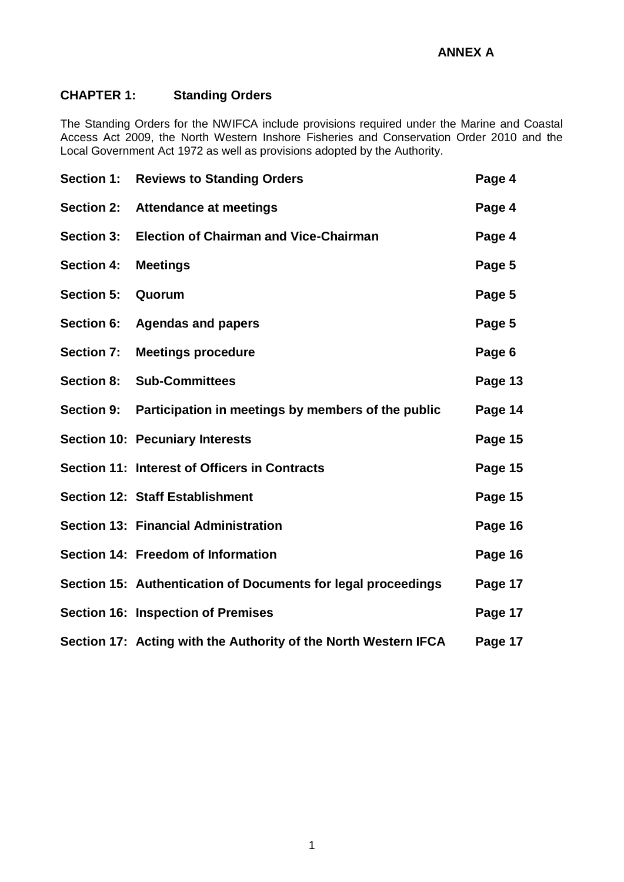**ANNEX A**

# CHAPTER 1: Standing Orders

The Standing Orders for the NWIFCA include provisions required under the Marine and Coastal Access Act 2009, the North Western Inshore Fisheries and Conservation Order 2010 and the Local Government Act 1972 as well as provisions adopted by the Authority.

| | | |
|---|---|---|
| **Section 1:** | **Reviews to Standing Orders** | **Page 4** |
| **Section 2:** | **Attendance at meetings** | **Page 4** |
| **Section 3:** | **Election of Chairman and Vice-Chairman** | **Page 4** |
| **Section 4:** | **Meetings** | **Page 5** |
| **Section 5:** | **Quorum** | **Page 5** |
| **Section 6:** | **Agendas and papers** | **Page 5** |
| **Section 7:** | **Meetings procedure** | **Page 6** |
| **Section 8:** | **Sub-Committees** | **Page 13** |
| **Section 9:** | **Participation in meetings by members of the public** | **Page 14** |
| **Section 10:** | **Pecuniary Interests** | **Page 15** |
| **Section 11:** | **Interest of Officers in Contracts** | **Page 15** |
| **Section 12:** | **Staff Establishment** | **Page 15** |
| **Section 13:** | **Financial Administration** | **Page 16** |
| **Section 14:** | **Freedom of Information** | **Page 16** |
| **Section 15:** | **Authentication of Documents for legal proceedings** | **Page 17** |
| **Section 16:** | **Inspection of Premises** | **Page 17** |
| **Section 17:** | **Acting with the Authority of the North Western IFCA** | **Page 17** |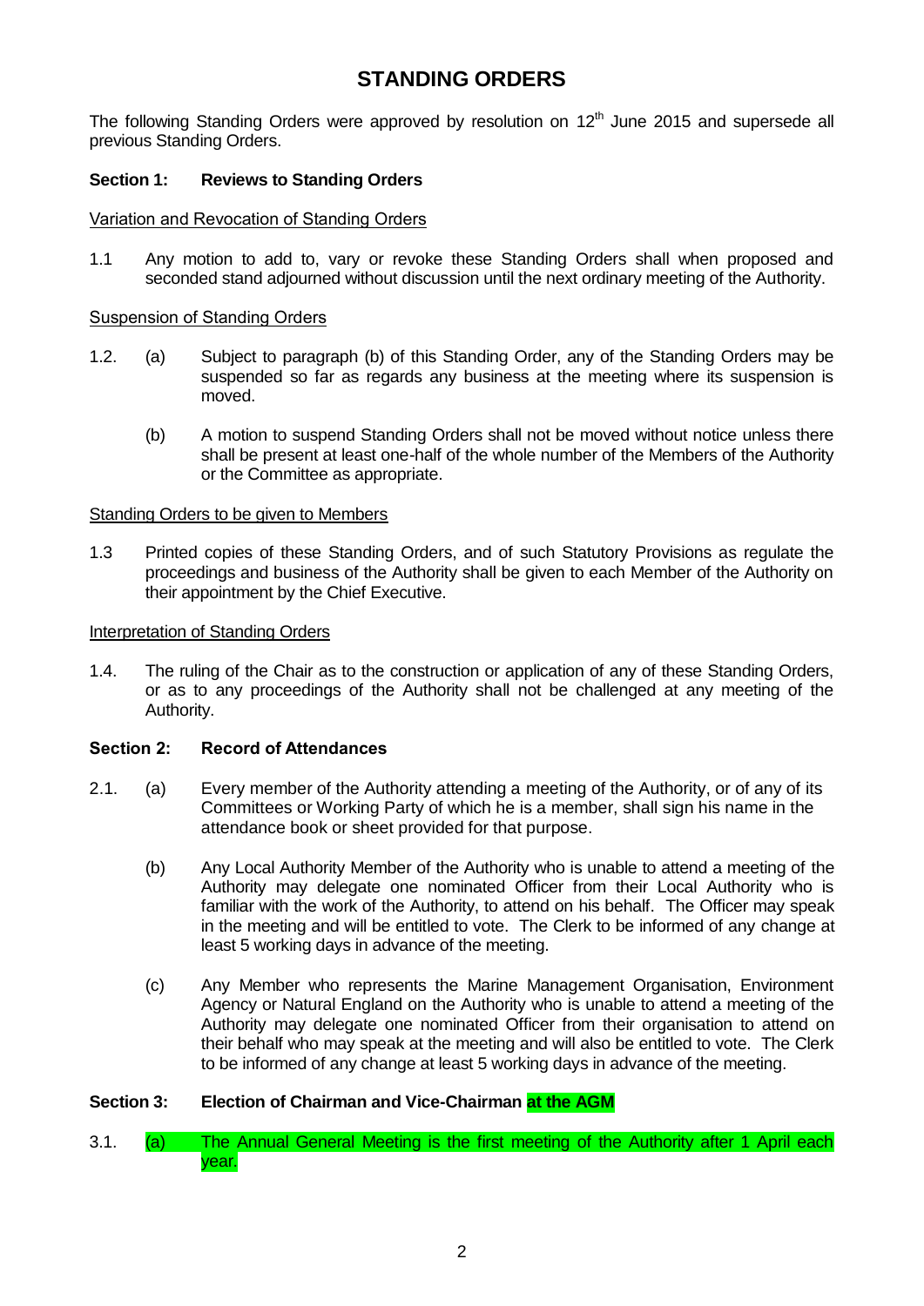# STANDING ORDERS

The following Standing Orders were approved by resolution on 12th June 2015 and supersede all previous Standing Orders.

## Section 1: Reviews to Standing Orders

Variation and Revocation of Standing Orders

1.1 Any motion to add to, vary or revoke these Standing Orders shall when proposed and seconded stand adjourned without discussion until the next ordinary meeting of the Authority.

Suspension of Standing Orders

1.2. (a) Subject to paragraph (b) of this Standing Order, any of the Standing Orders may be suspended so far as regards any business at the meeting where its suspension is moved.

(b) A motion to suspend Standing Orders shall not be moved without notice unless there shall be present at least one-half of the whole number of the Members of the Authority or the Committee as appropriate.

Standing Orders to be given to Members

1.3 Printed copies of these Standing Orders, and of such Statutory Provisions as regulate the proceedings and business of the Authority shall be given to each Member of the Authority on their appointment by the Chief Executive.

Interpretation of Standing Orders

1.4. The ruling of the Chair as to the construction or application of any of these Standing Orders, or as to any proceedings of the Authority shall not be challenged at any meeting of the Authority.

## Section 2: Record of Attendances

2.1. (a) Every member of the Authority attending a meeting of the Authority, or of any of its Committees or Working Party of which he is a member, shall sign his name in the attendance book or sheet provided for that purpose.

(b) Any Local Authority Member of the Authority who is unable to attend a meeting of the Authority may delegate one nominated Officer from their Local Authority who is familiar with the work of the Authority, to attend on his behalf. The Officer may speak in the meeting and will be entitled to vote. The Clerk to be informed of any change at least 5 working days in advance of the meeting.

(c) Any Member who represents the Marine Management Organisation, Environment Agency or Natural England on the Authority who is unable to attend a meeting of the Authority may delegate one nominated Officer from their organisation to attend on their behalf who may speak at the meeting and will also be entitled to vote. The Clerk to be informed of any change at least 5 working days in advance of the meeting.

## Section 3: Election of Chairman and Vice-Chairman at the AGM

3.1. (a) The Annual General Meeting is the first meeting of the Authority after 1 April each year.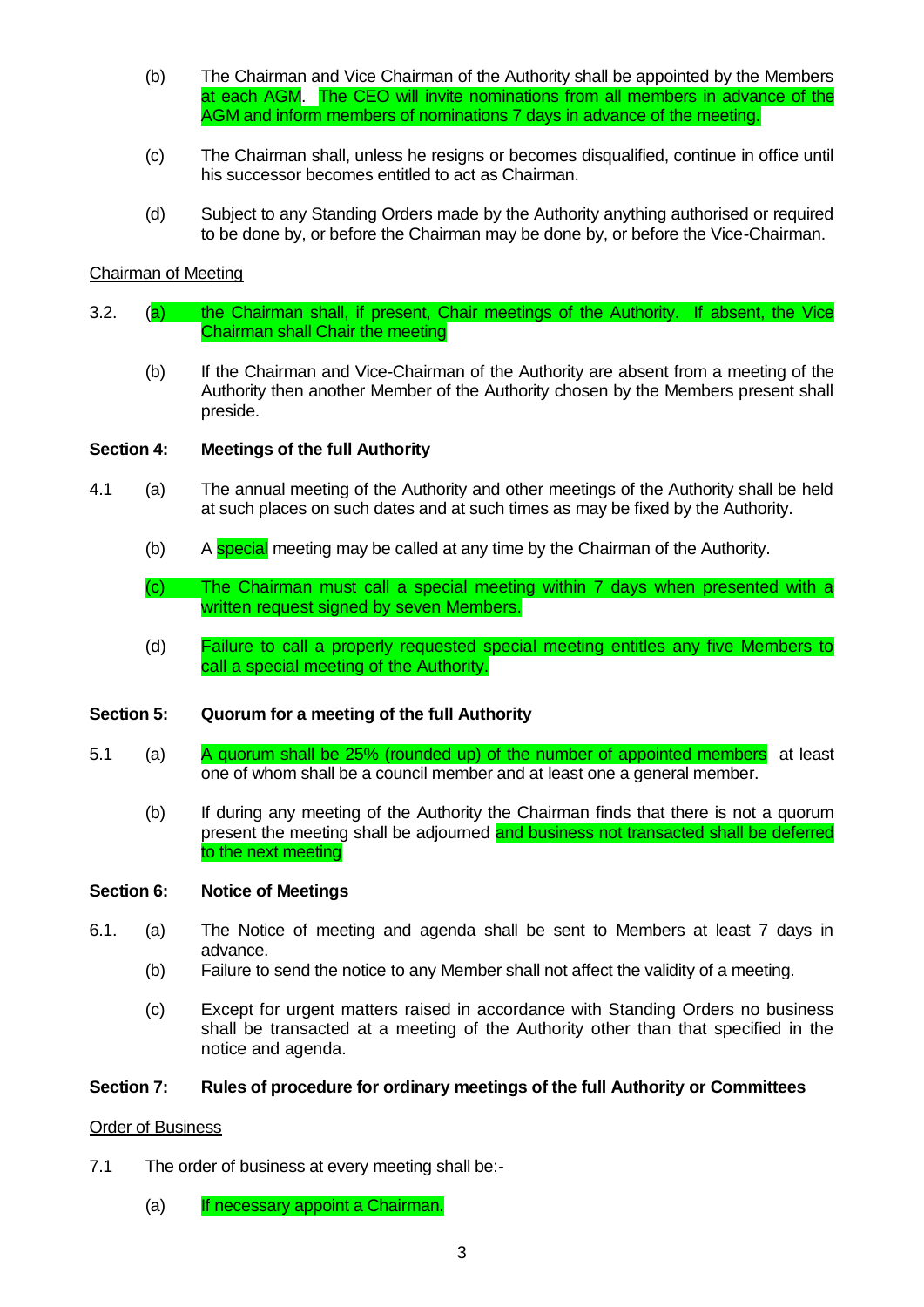(b) The Chairman and Vice Chairman of the Authority shall be appointed by the Members at each AGM. The CEO will invite nominations from all members in advance of the AGM and inform members of nominations 7 days in advance of the meeting.

(c) The Chairman shall, unless he resigns or becomes disqualified, continue in office until his successor becomes entitled to act as Chairman.

(d) Subject to any Standing Orders made by the Authority anything authorised or required to be done by, or before the Chairman may be done by, or before the Vice-Chairman.

<u>Chairman of Meeting</u>

3.2. (a) the Chairman shall, if present, Chair meetings of the Authority. If absent, the Vice Chairman shall Chair the meeting

(b) If the Chairman and Vice-Chairman of the Authority are absent from a meeting of the Authority then another Member of the Authority chosen by the Members present shall preside.

**Section 4: Meetings of the full Authority**

4.1 (a) The annual meeting of the Authority and other meetings of the Authority shall be held at such places on such dates and at such times as may be fixed by the Authority.

(b) A special meeting may be called at any time by the Chairman of the Authority.

(c) The Chairman must call a special meeting within 7 days when presented with a written request signed by seven Members.

(d) Failure to call a properly requested special meeting entitles any five Members to call a special meeting of the Authority.

**Section 5: Quorum for a meeting of the full Authority**

5.1 (a) A quorum shall be 25% (rounded up) of the number of appointed members at least one of whom shall be a council member and at least one a general member.

(b) If during any meeting of the Authority the Chairman finds that there is not a quorum present the meeting shall be adjourned and business not transacted shall be deferred to the next meeting

**Section 6: Notice of Meetings**

6.1. (a) The Notice of meeting and agenda shall be sent to Members at least 7 days in advance.

(b) Failure to send the notice to any Member shall not affect the validity of a meeting.

(c) Except for urgent matters raised in accordance with Standing Orders no business shall be transacted at a meeting of the Authority other than that specified in the notice and agenda.

**Section 7: Rules of procedure for ordinary meetings of the full Authority or Committees**

<u>Order of Business</u>

7.1 The order of business at every meeting shall be:-

(a) If necessary appoint a Chairman.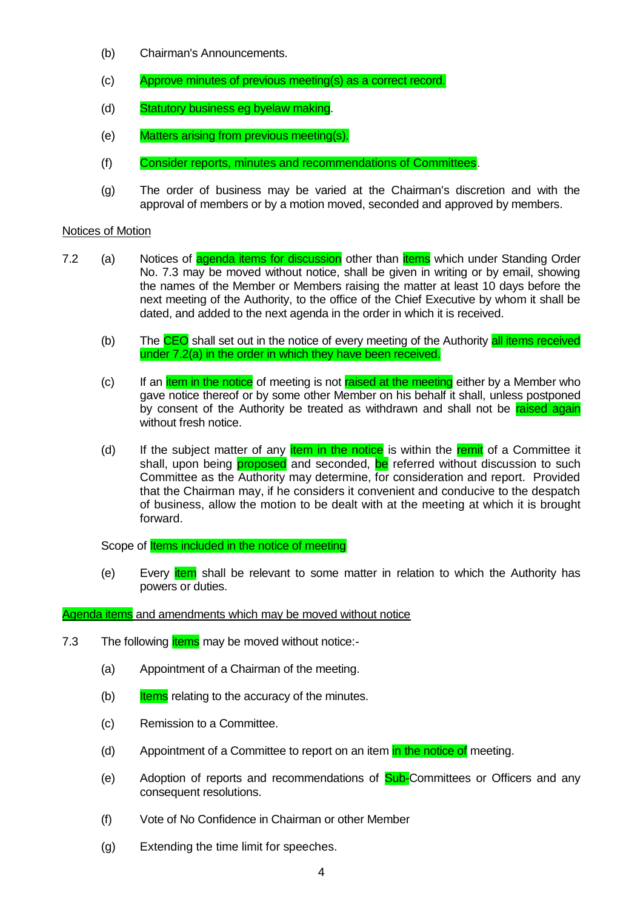(b) Chairman's Announcements.

(c) Approve minutes of previous meeting(s) as a correct record.

(d) Statutory business eg byelaw making.

(e) Matters arising from previous meeting(s).

(f) Consider reports, minutes and recommendations of Committees.

(g) The order of business may be varied at the Chairman's discretion and with the approval of members or by a motion moved, seconded and approved by members.

Notices of Motion

7.2 (a) Notices of agenda items for discussion other than items which under Standing Order No. 7.3 may be moved without notice, shall be given in writing or by email, showing the names of the Member or Members raising the matter at least 10 days before the next meeting of the Authority, to the office of the Chief Executive by whom it shall be dated, and added to the next agenda in the order in which it is received.

(b) The CEO shall set out in the notice of every meeting of the Authority all items received under 7.2(a) in the order in which they have been received.

(c) If an item in the notice of meeting is not raised at the meeting either by a Member who gave notice thereof or by some other Member on his behalf it shall, unless postponed by consent of the Authority be treated as withdrawn and shall not be raised again without fresh notice.

(d) If the subject matter of any item in the notice is within the remit of a Committee it shall, upon being proposed and seconded, be referred without discussion to such Committee as the Authority may determine, for consideration and report. Provided that the Chairman may, if he considers it convenient and conducive to the despatch of business, allow the motion to be dealt with at the meeting at which it is brought forward.

Scope of Items included in the notice of meeting

(e) Every item shall be relevant to some matter in relation to which the Authority has powers or duties.

Agenda items and amendments which may be moved without notice

7.3 The following items may be moved without notice:-

(a) Appointment of a Chairman of the meeting.

(b) Items relating to the accuracy of the minutes.

(c) Remission to a Committee.

(d) Appointment of a Committee to report on an item in the notice of meeting.

(e) Adoption of reports and recommendations of Sub-Committees or Officers and any consequent resolutions.

(f) Vote of No Confidence in Chairman or other Member

(g) Extending the time limit for speeches.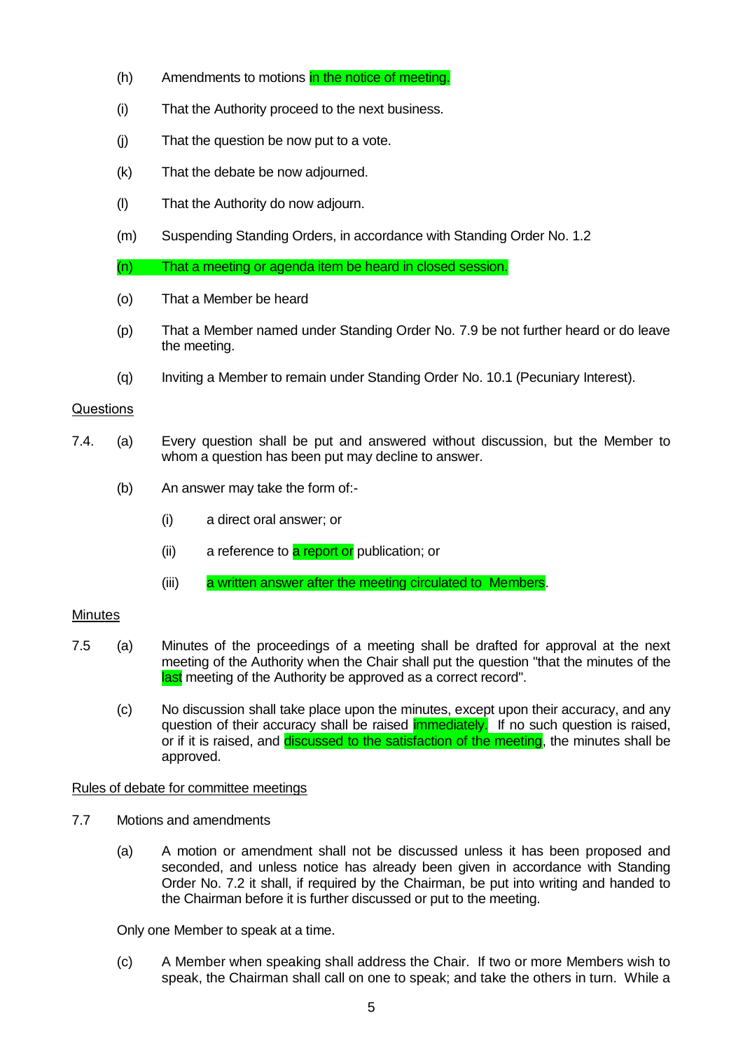(h) Amendments to motions in the notice of meeting.

(i) That the Authority proceed to the next business.

(j) That the question be now put to a vote.

(k) That the debate be now adjourned.

(l) That the Authority do now adjourn.

(m) Suspending Standing Orders, in accordance with Standing Order No. 1.2

(n) That a meeting or agenda item be heard in closed session.

(o) That a Member be heard

(p) That a Member named under Standing Order No. 7.9 be not further heard or do leave the meeting.

(q) Inviting a Member to remain under Standing Order No. 10.1 (Pecuniary Interest).

<u>Questions</u>

7.4. (a) Every question shall be put and answered without discussion, but the Member to whom a question has been put may decline to answer.

(b) An answer may take the form of:-

(i) a direct oral answer; or

(ii) a reference to a report or publication; or

(iii) a written answer after the meeting circulated to Members.

<u>Minutes</u>

7.5 (a) Minutes of the proceedings of a meeting shall be drafted for approval at the next meeting of the Authority when the Chair shall put the question "that the minutes of the last meeting of the Authority be approved as a correct record".

(c) No discussion shall take place upon the minutes, except upon their accuracy, and any question of their accuracy shall be raised immediately. If no such question is raised, or if it is raised, and discussed to the satisfaction of the meeting, the minutes shall be approved.

<u>Rules of debate for committee meetings</u>

7.7 Motions and amendments

(a) A motion or amendment shall not be discussed unless it has been proposed and seconded, and unless notice has already been given in accordance with Standing Order No. 7.2 it shall, if required by the Chairman, be put into writing and handed to the Chairman before it is further discussed or put to the meeting.

Only one Member to speak at a time.

(c) A Member when speaking shall address the Chair. If two or more Members wish to speak, the Chairman shall call on one to speak; and take the others in turn. While a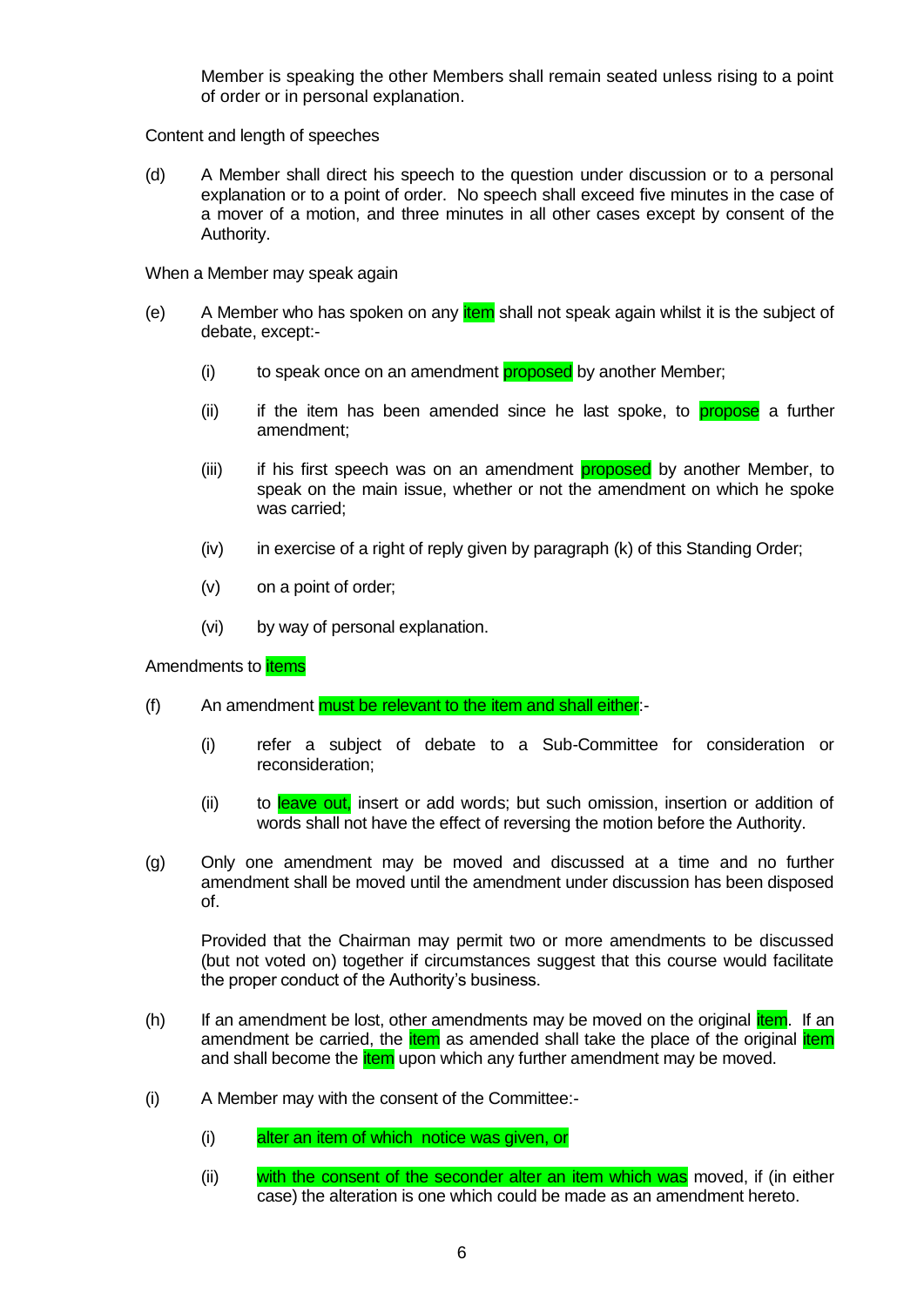Member is speaking the other Members shall remain seated unless rising to a point of order or in personal explanation.

Content and length of speeches

(d) A Member shall direct his speech to the question under discussion or to a personal explanation or to a point of order. No speech shall exceed five minutes in the case of a mover of a motion, and three minutes in all other cases except by consent of the Authority.

When a Member may speak again

(e) A Member who has spoken on any item shall not speak again whilst it is the subject of debate, except:-

(i) to speak once on an amendment proposed by another Member;

(ii) if the item has been amended since he last spoke, to propose a further amendment;

(iii) if his first speech was on an amendment proposed by another Member, to speak on the main issue, whether or not the amendment on which he spoke was carried;

(iv) in exercise of a right of reply given by paragraph (k) of this Standing Order;

(v) on a point of order;

(vi) by way of personal explanation.

Amendments to items

(f) An amendment must be relevant to the item and shall either:-

(i) refer a subject of debate to a Sub-Committee for consideration or reconsideration;

(ii) to leave out, insert or add words; but such omission, insertion or addition of words shall not have the effect of reversing the motion before the Authority.

(g) Only one amendment may be moved and discussed at a time and no further amendment shall be moved until the amendment under discussion has been disposed of.

Provided that the Chairman may permit two or more amendments to be discussed (but not voted on) together if circumstances suggest that this course would facilitate the proper conduct of the Authority's business.

(h) If an amendment be lost, other amendments may be moved on the original item. If an amendment be carried, the item as amended shall take the place of the original item and shall become the item upon which any further amendment may be moved.

(i) A Member may with the consent of the Committee:-

(i) alter an item of which notice was given, or

(ii) with the consent of the seconder alter an item which was moved, if (in either case) the alteration is one which could be made as an amendment hereto.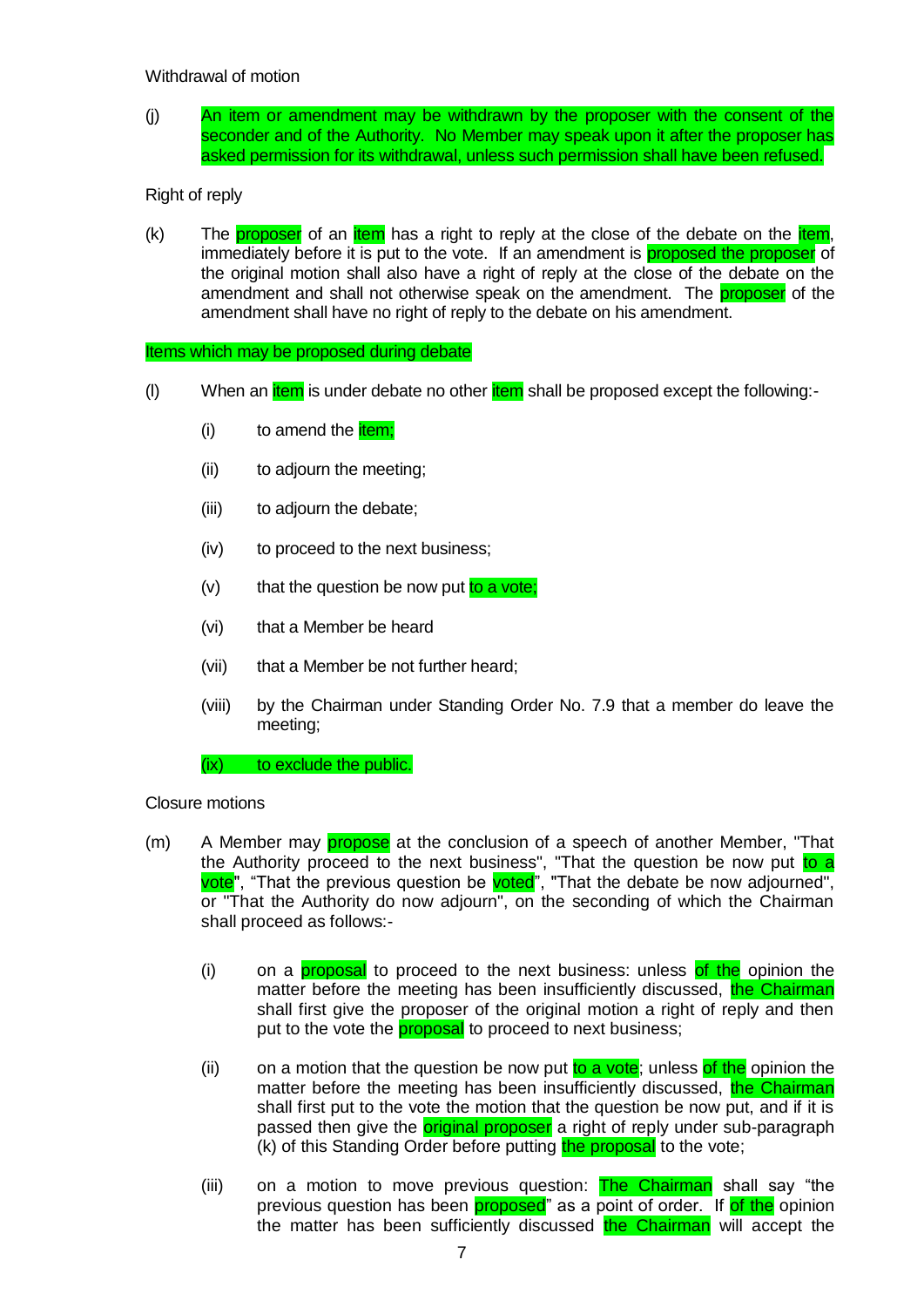Withdrawal of motion

(j) An item or amendment may be withdrawn by the proposer with the consent of the seconder and of the Authority. No Member may speak upon it after the proposer has asked permission for its withdrawal, unless such permission shall have been refused.

Right of reply

(k) The proposer of an item has a right to reply at the close of the debate on the item, immediately before it is put to the vote. If an amendment is proposed the proposer of the original motion shall also have a right of reply at the close of the debate on the amendment and shall not otherwise speak on the amendment. The proposer of the amendment shall have no right of reply to the debate on his amendment.

Items which may be proposed during debate

(l) When an item is under debate no other item shall be proposed except the following:-

- (i) to amend the item;
- (ii) to adjourn the meeting;
- (iii) to adjourn the debate;
- (iv) to proceed to the next business;
- (v) that the question be now put to a vote;
- (vi) that a Member be heard
- (vii) that a Member be not further heard;
- (viii) by the Chairman under Standing Order No. 7.9 that a member do leave the meeting;
- (ix) to exclude the public.

Closure motions

(m) A Member may propose at the conclusion of a speech of another Member, "That the Authority proceed to the next business", "That the question be now put to a vote", "That the previous question be voted", "That the debate be now adjourned", or "That the Authority do now adjourn", on the seconding of which the Chairman shall proceed as follows:-

- (i) on a proposal to proceed to the next business: unless of the opinion the matter before the meeting has been insufficiently discussed, the Chairman shall first give the proposer of the original motion a right of reply and then put to the vote the proposal to proceed to next business;
- (ii) on a motion that the question be now put to a vote; unless of the opinion the matter before the meeting has been insufficiently discussed, the Chairman shall first put to the vote the motion that the question be now put, and if it is passed then give the original proposer a right of reply under sub-paragraph (k) of this Standing Order before putting the proposal to the vote;
- (iii) on a motion to move previous question: The Chairman shall say "the previous question has been proposed" as a point of order. If of the opinion the matter has been sufficiently discussed the Chairman will accept the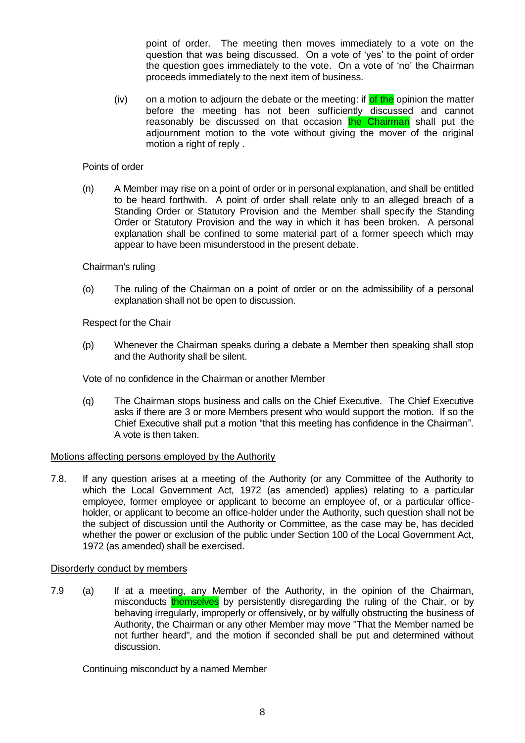point of order. The meeting then moves immediately to a vote on the question that was being discussed. On a vote of 'yes' to the point of order the question goes immediately to the vote. On a vote of 'no' the Chairman proceeds immediately to the next item of business.

(iv) on a motion to adjourn the debate or the meeting: if of the opinion the matter before the meeting has not been sufficiently discussed and cannot reasonably be discussed on that occasion the Chairman shall put the adjournment motion to the vote without giving the mover of the original motion a right of reply .

Points of order

(n) A Member may rise on a point of order or in personal explanation, and shall be entitled to be heard forthwith. A point of order shall relate only to an alleged breach of a Standing Order or Statutory Provision and the Member shall specify the Standing Order or Statutory Provision and the way in which it has been broken. A personal explanation shall be confined to some material part of a former speech which may appear to have been misunderstood in the present debate.

Chairman's ruling

(o) The ruling of the Chairman on a point of order or on the admissibility of a personal explanation shall not be open to discussion.

Respect for the Chair

(p) Whenever the Chairman speaks during a debate a Member then speaking shall stop and the Authority shall be silent.

Vote of no confidence in the Chairman or another Member

(q) The Chairman stops business and calls on the Chief Executive. The Chief Executive asks if there are 3 or more Members present who would support the motion. If so the Chief Executive shall put a motion "that this meeting has confidence in the Chairman". A vote is then taken.

Motions affecting persons employed by the Authority

7.8. If any question arises at a meeting of the Authority (or any Committee of the Authority to which the Local Government Act, 1972 (as amended) applies) relating to a particular employee, former employee or applicant to become an employee of, or a particular office-holder, or applicant to become an office-holder under the Authority, such question shall not be the subject of discussion until the Authority or Committee, as the case may be, has decided whether the power or exclusion of the public under Section 100 of the Local Government Act, 1972 (as amended) shall be exercised.

Disorderly conduct by members

7.9 (a) If at a meeting, any Member of the Authority, in the opinion of the Chairman, misconducts themselves by persistently disregarding the ruling of the Chair, or by behaving irregularly, improperly or offensively, or by wilfully obstructing the business of Authority, the Chairman or any other Member may move "That the Member named be not further heard", and the motion if seconded shall be put and determined without discussion.

Continuing misconduct by a named Member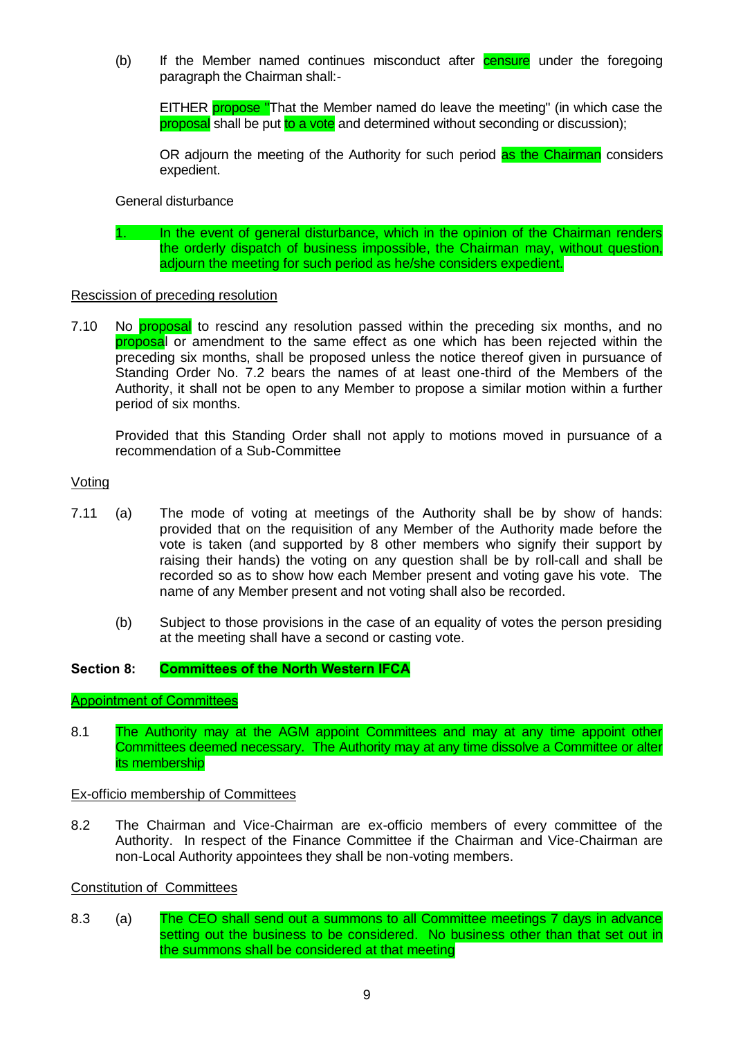(b) If the Member named continues misconduct after censure under the foregoing paragraph the Chairman shall:-

EITHER propose "That the Member named do leave the meeting" (in which case the proposal shall be put to a vote and determined without seconding or discussion);

OR adjourn the meeting of the Authority for such period as the Chairman considers expedient.

General disturbance

1. In the event of general disturbance, which in the opinion of the Chairman renders the orderly dispatch of business impossible, the Chairman may, without question, adjourn the meeting for such period as he/she considers expedient.

Rescission of preceding resolution

7.10 No proposal to rescind any resolution passed within the preceding six months, and no proposal or amendment to the same effect as one which has been rejected within the preceding six months, shall be proposed unless the notice thereof given in pursuance of Standing Order No. 7.2 bears the names of at least one-third of the Members of the Authority, it shall not be open to any Member to propose a similar motion within a further period of six months.

Provided that this Standing Order shall not apply to motions moved in pursuance of a recommendation of a Sub-Committee

Voting

7.11 (a) The mode of voting at meetings of the Authority shall be by show of hands: provided that on the requisition of any Member of the Authority made before the vote is taken (and supported by 8 other members who signify their support by raising their hands) the voting on any question shall be by roll-call and shall be recorded so as to show how each Member present and voting gave his vote. The name of any Member present and not voting shall also be recorded.

(b) Subject to those provisions in the case of an equality of votes the person presiding at the meeting shall have a second or casting vote.

**Section 8: Committees of the North Western IFCA**

Appointment of Committees

8.1 The Authority may at the AGM appoint Committees and may at any time appoint other Committees deemed necessary. The Authority may at any time dissolve a Committee or alter its membership

Ex-officio membership of Committees

8.2 The Chairman and Vice-Chairman are ex-officio members of every committee of the Authority. In respect of the Finance Committee if the Chairman and Vice-Chairman are non-Local Authority appointees they shall be non-voting members.

Constitution of Committees

8.3 (a) The CEO shall send out a summons to all Committee meetings 7 days in advance setting out the business to be considered. No business other than that set out in the summons shall be considered at that meeting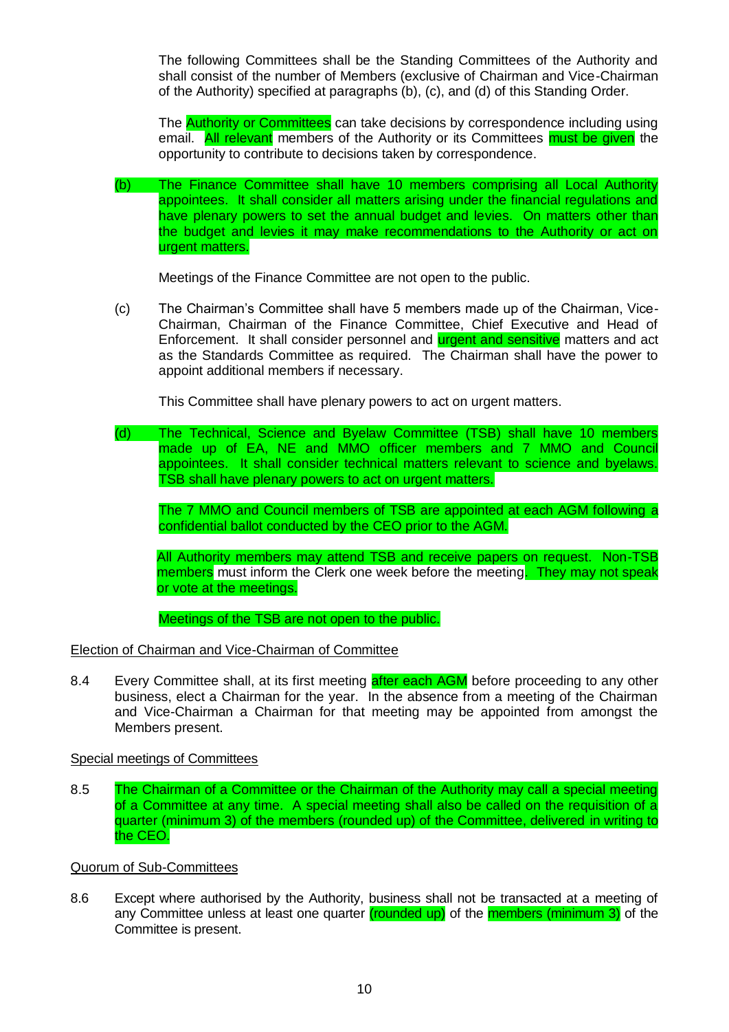The following Committees shall be the Standing Committees of the Authority and shall consist of the number of Members (exclusive of Chairman and Vice-Chairman of the Authority) specified at paragraphs (b), (c), and (d) of this Standing Order.

The Authority or Committees can take decisions by correspondence including using email. All relevant members of the Authority or its Committees must be given the opportunity to contribute to decisions taken by correspondence.

(b) The Finance Committee shall have 10 members comprising all Local Authority appointees. It shall consider all matters arising under the financial regulations and have plenary powers to set the annual budget and levies. On matters other than the budget and levies it may make recommendations to the Authority or act on urgent matters.

Meetings of the Finance Committee are not open to the public.

(c) The Chairman's Committee shall have 5 members made up of the Chairman, Vice-Chairman, Chairman of the Finance Committee, Chief Executive and Head of Enforcement. It shall consider personnel and urgent and sensitive matters and act as the Standards Committee as required. The Chairman shall have the power to appoint additional members if necessary.

This Committee shall have plenary powers to act on urgent matters.

(d) The Technical, Science and Byelaw Committee (TSB) shall have 10 members made up of EA, NE and MMO officer members and 7 MMO and Council appointees. It shall consider technical matters relevant to science and byelaws. TSB shall have plenary powers to act on urgent matters.

The 7 MMO and Council members of TSB are appointed at each AGM following a confidential ballot conducted by the CEO prior to the AGM.

All Authority members may attend TSB and receive papers on request. Non-TSB members must inform the Clerk one week before the meeting. They may not speak or vote at the meetings.

Meetings of the TSB are not open to the public.

Election of Chairman and Vice-Chairman of Committee

8.4 Every Committee shall, at its first meeting after each AGM before proceeding to any other business, elect a Chairman for the year. In the absence from a meeting of the Chairman and Vice-Chairman a Chairman for that meeting may be appointed from amongst the Members present.

Special meetings of Committees

8.5 The Chairman of a Committee or the Chairman of the Authority may call a special meeting of a Committee at any time. A special meeting shall also be called on the requisition of a quarter (minimum 3) of the members (rounded up) of the Committee, delivered in writing to the CEO.

Quorum of Sub-Committees

8.6 Except where authorised by the Authority, business shall not be transacted at a meeting of any Committee unless at least one quarter (rounded up) of the members (minimum 3) of the Committee is present.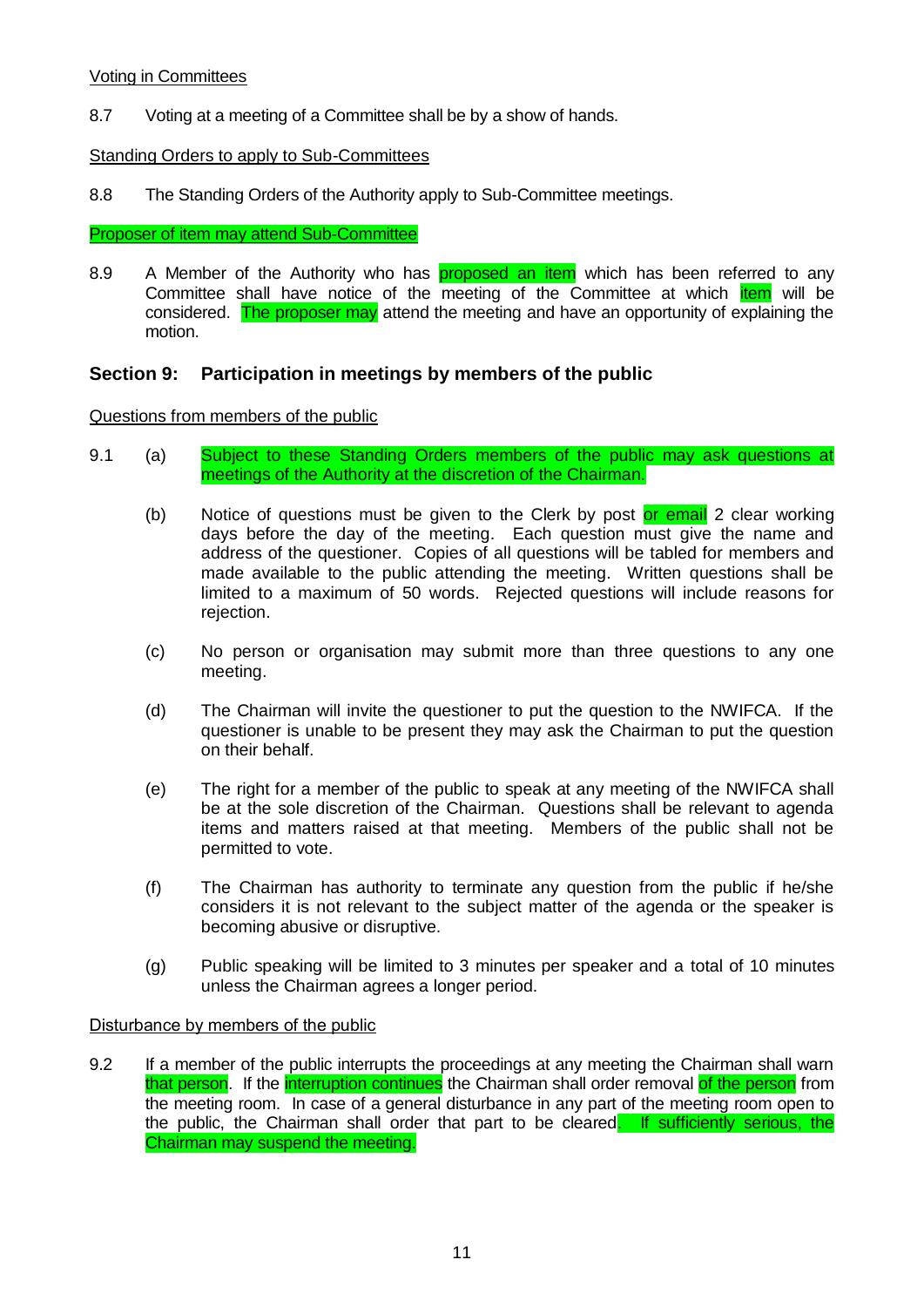Voting in Committees

8.7 Voting at a meeting of a Committee shall be by a show of hands.

Standing Orders to apply to Sub-Committees

8.8 The Standing Orders of the Authority apply to Sub-Committee meetings.

Proposer of item may attend Sub-Committee

8.9 A Member of the Authority who has proposed an item which has been referred to any Committee shall have notice of the meeting of the Committee at which item will be considered. The proposer may attend the meeting and have an opportunity of explaining the motion.

## Section 9: Participation in meetings by members of the public

Questions from members of the public

9.1 (a) Subject to these Standing Orders members of the public may ask questions at meetings of the Authority at the discretion of the Chairman.

(b) Notice of questions must be given to the Clerk by post or email 2 clear working days before the day of the meeting. Each question must give the name and address of the questioner. Copies of all questions will be tabled for members and made available to the public attending the meeting. Written questions shall be limited to a maximum of 50 words. Rejected questions will include reasons for rejection.

(c) No person or organisation may submit more than three questions to any one meeting.

(d) The Chairman will invite the questioner to put the question to the NWIFCA. If the questioner is unable to be present they may ask the Chairman to put the question on their behalf.

(e) The right for a member of the public to speak at any meeting of the NWIFCA shall be at the sole discretion of the Chairman. Questions shall be relevant to agenda items and matters raised at that meeting. Members of the public shall not be permitted to vote.

(f) The Chairman has authority to terminate any question from the public if he/she considers it is not relevant to the subject matter of the agenda or the speaker is becoming abusive or disruptive.

(g) Public speaking will be limited to 3 minutes per speaker and a total of 10 minutes unless the Chairman agrees a longer period.

Disturbance by members of the public

9.2 If a member of the public interrupts the proceedings at any meeting the Chairman shall warn that person. If the interruption continues the Chairman shall order removal of the person from the meeting room. In case of a general disturbance in any part of the meeting room open to the public, the Chairman shall order that part to be cleared. If sufficiently serious, the Chairman may suspend the meeting.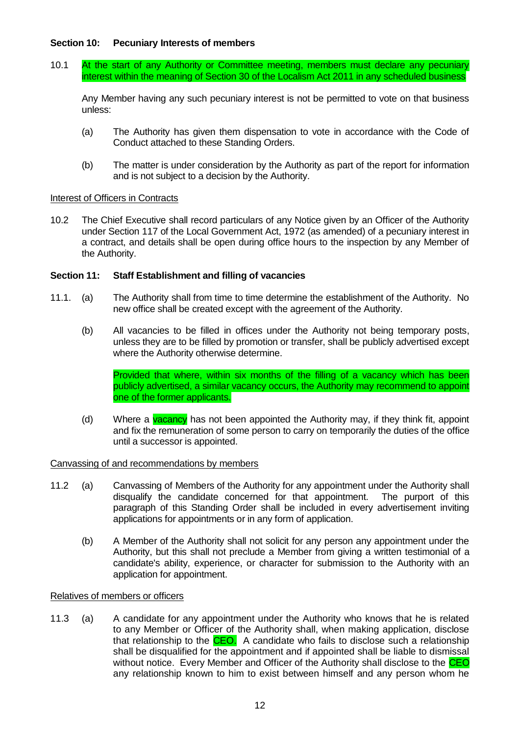**Section 10: Pecuniary Interests of members**

10.1 At the start of any Authority or Committee meeting, members must declare any pecuniary interest within the meaning of Section 30 of the Localism Act 2011 in any scheduled business

Any Member having any such pecuniary interest is not be permitted to vote on that business unless:

(a) The Authority has given them dispensation to vote in accordance with the Code of Conduct attached to these Standing Orders.

(b) The matter is under consideration by the Authority as part of the report for information and is not subject to a decision by the Authority.

Interest of Officers in Contracts

10.2 The Chief Executive shall record particulars of any Notice given by an Officer of the Authority under Section 117 of the Local Government Act, 1972 (as amended) of a pecuniary interest in a contract, and details shall be open during office hours to the inspection by any Member of the Authority.

**Section 11: Staff Establishment and filling of vacancies**

11.1. (a) The Authority shall from time to time determine the establishment of the Authority. No new office shall be created except with the agreement of the Authority.

(b) All vacancies to be filled in offices under the Authority not being temporary posts, unless they are to be filled by promotion or transfer, shall be publicly advertised except where the Authority otherwise determine.

Provided that where, within six months of the filling of a vacancy which has been publicly advertised, a similar vacancy occurs, the Authority may recommend to appoint one of the former applicants.

(d) Where a vacancy has not been appointed the Authority may, if they think fit, appoint and fix the remuneration of some person to carry on temporarily the duties of the office until a successor is appointed.

Canvassing of and recommendations by members

11.2 (a) Canvassing of Members of the Authority for any appointment under the Authority shall disqualify the candidate concerned for that appointment. The purport of this paragraph of this Standing Order shall be included in every advertisement inviting applications for appointments or in any form of application.

(b) A Member of the Authority shall not solicit for any person any appointment under the Authority, but this shall not preclude a Member from giving a written testimonial of a candidate's ability, experience, or character for submission to the Authority with an application for appointment.

Relatives of members or officers

11.3 (a) A candidate for any appointment under the Authority who knows that he is related to any Member or Officer of the Authority shall, when making application, disclose that relationship to the CEO. A candidate who fails to disclose such a relationship shall be disqualified for the appointment and if appointed shall be liable to dismissal without notice. Every Member and Officer of the Authority shall disclose to the CEO any relationship known to him to exist between himself and any person whom he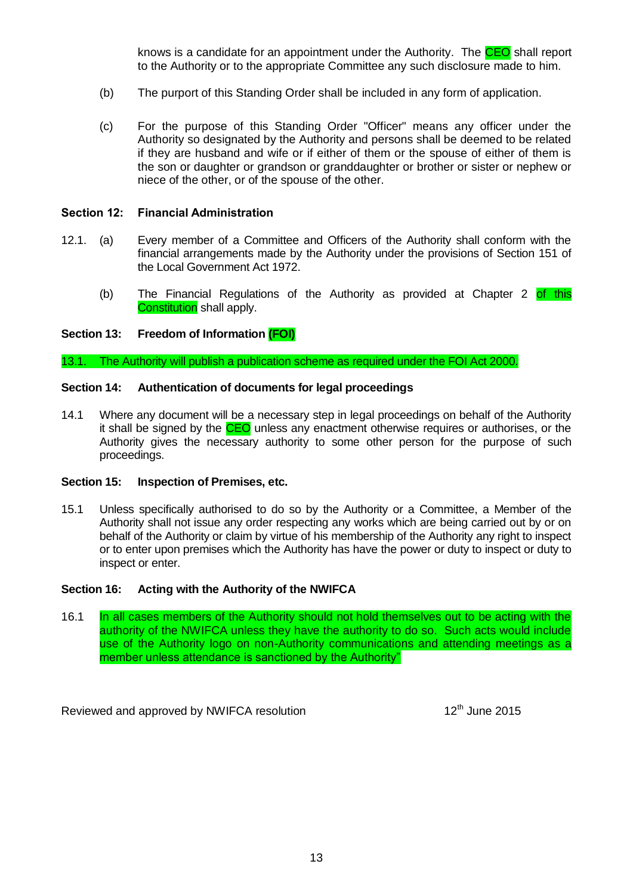knows is a candidate for an appointment under the Authority. The CEO shall report to the Authority or to the appropriate Committee any such disclosure made to him.

(b) The purport of this Standing Order shall be included in any form of application.

(c) For the purpose of this Standing Order "Officer" means any officer under the Authority so designated by the Authority and persons shall be deemed to be related if they are husband and wife or if either of them or the spouse of either of them is the son or daughter or grandson or granddaughter or brother or sister or nephew or niece of the other, or of the spouse of the other.

**Section 12: Financial Administration**

12.1. (a) Every member of a Committee and Officers of the Authority shall conform with the financial arrangements made by the Authority under the provisions of Section 151 of the Local Government Act 1972.

(b) The Financial Regulations of the Authority as provided at Chapter 2 of this Constitution shall apply.

**Section 13: Freedom of Information (FOI)**

13.1. The Authority will publish a publication scheme as required under the FOI Act 2000.

**Section 14: Authentication of documents for legal proceedings**

14.1 Where any document will be a necessary step in legal proceedings on behalf of the Authority it shall be signed by the CEO unless any enactment otherwise requires or authorises, or the Authority gives the necessary authority to some other person for the purpose of such proceedings.

**Section 15: Inspection of Premises, etc.**

15.1 Unless specifically authorised to do so by the Authority or a Committee, a Member of the Authority shall not issue any order respecting any works which are being carried out by or on behalf of the Authority or claim by virtue of his membership of the Authority any right to inspect or to enter upon premises which the Authority has have the power or duty to inspect or duty to inspect or enter.

**Section 16: Acting with the Authority of the NWIFCA**

16.1 In all cases members of the Authority should not hold themselves out to be acting with the authority of the NWIFCA unless they have the authority to do so. Such acts would include use of the Authority logo on non-Authority communications and attending meetings as a member unless attendance is sanctioned by the Authority"

Reviewed and approved by NWIFCA resolution 12th June 2015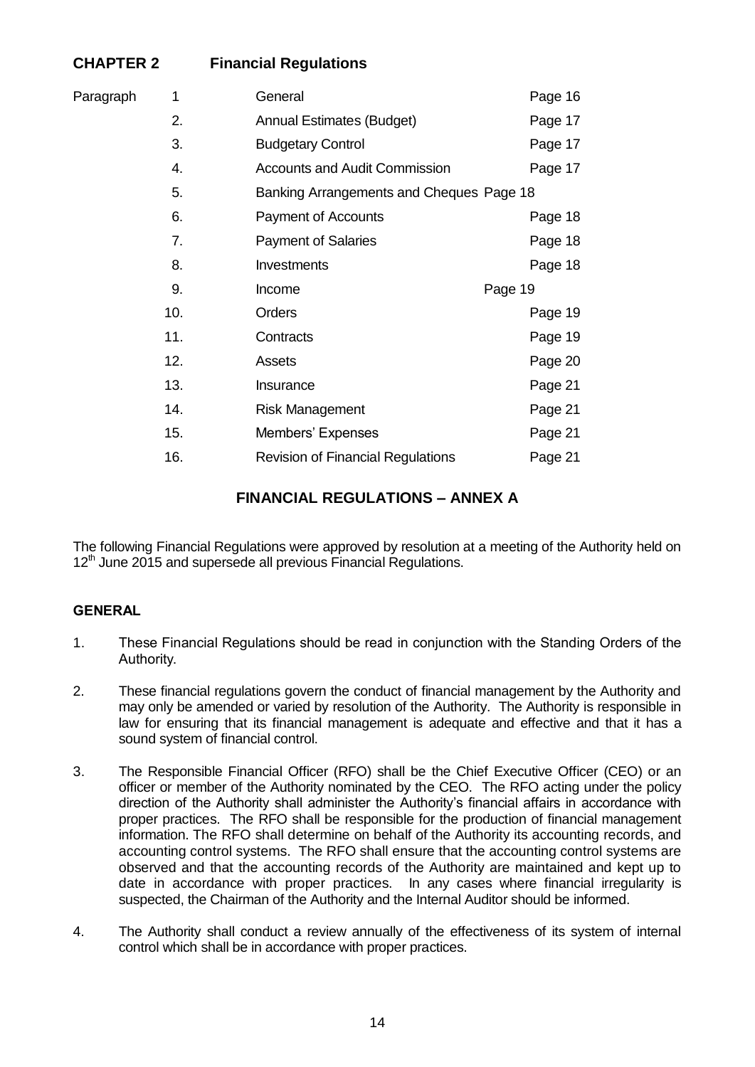## CHAPTER 2 Financial Regulations

| Paragraph | | | |
|---|---|---|---|
| | 1 | General | Page 16 |
| | 2. | Annual Estimates (Budget) | Page 17 |
| | 3. | Budgetary Control | Page 17 |
| | 4. | Accounts and Audit Commission | Page 17 |
| | 5. | Banking Arrangements and Cheques | Page 18 |
| | 6. | Payment of Accounts | Page 18 |
| | 7. | Payment of Salaries | Page 18 |
| | 8. | Investments | Page 18 |
| | 9. | Income | Page 19 |
| | 10. | Orders | Page 19 |
| | 11. | Contracts | Page 19 |
| | 12. | Assets | Page 20 |
| | 13. | Insurance | Page 21 |
| | 14. | Risk Management | Page 21 |
| | 15. | Members' Expenses | Page 21 |
| | 16. | Revision of Financial Regulations | Page 21 |

## FINANCIAL REGULATIONS – ANNEX A

The following Financial Regulations were approved by resolution at a meeting of the Authority held on 12th June 2015 and supersede all previous Financial Regulations.

### GENERAL

1. These Financial Regulations should be read in conjunction with the Standing Orders of the Authority.

2. These financial regulations govern the conduct of financial management by the Authority and may only be amended or varied by resolution of the Authority. The Authority is responsible in law for ensuring that its financial management is adequate and effective and that it has a sound system of financial control.

3. The Responsible Financial Officer (RFO) shall be the Chief Executive Officer (CEO) or an officer or member of the Authority nominated by the CEO. The RFO acting under the policy direction of the Authority shall administer the Authority's financial affairs in accordance with proper practices. The RFO shall be responsible for the production of financial management information. The RFO shall determine on behalf of the Authority its accounting records, and accounting control systems. The RFO shall ensure that the accounting control systems are observed and that the accounting records of the Authority are maintained and kept up to date in accordance with proper practices. In any cases where financial irregularity is suspected, the Chairman of the Authority and the Internal Auditor should be informed.

4. The Authority shall conduct a review annually of the effectiveness of its system of internal control which shall be in accordance with proper practices.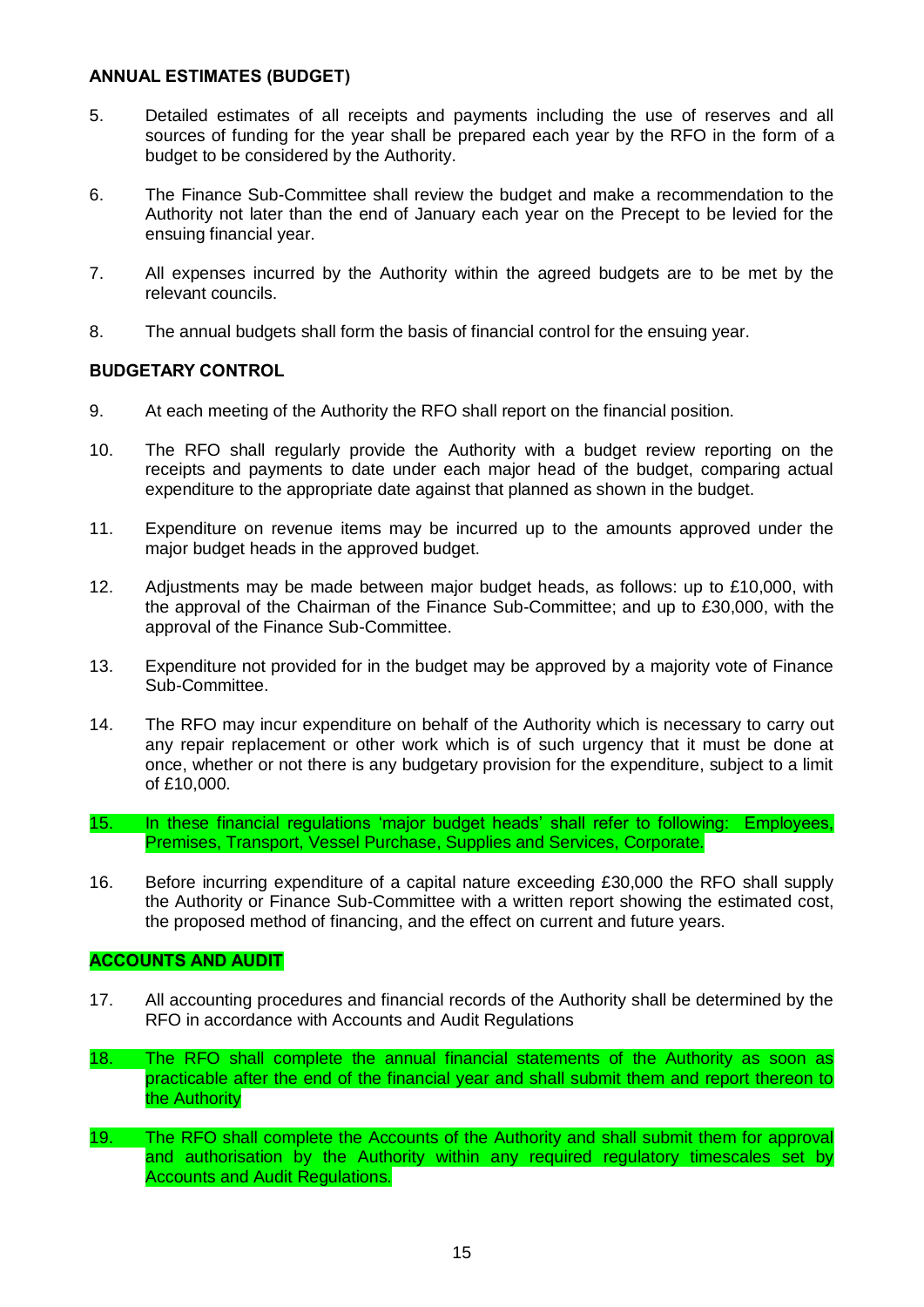### ANNUAL ESTIMATES (BUDGET)

5. Detailed estimates of all receipts and payments including the use of reserves and all sources of funding for the year shall be prepared each year by the RFO in the form of a budget to be considered by the Authority.

6. The Finance Sub-Committee shall review the budget and make a recommendation to the Authority not later than the end of January each year on the Precept to be levied for the ensuing financial year.

7. All expenses incurred by the Authority within the agreed budgets are to be met by the relevant councils.

8. The annual budgets shall form the basis of financial control for the ensuing year.

### BUDGETARY CONTROL

9. At each meeting of the Authority the RFO shall report on the financial position.

10. The RFO shall regularly provide the Authority with a budget review reporting on the receipts and payments to date under each major head of the budget, comparing actual expenditure to the appropriate date against that planned as shown in the budget.

11. Expenditure on revenue items may be incurred up to the amounts approved under the major budget heads in the approved budget.

12. Adjustments may be made between major budget heads, as follows: up to £10,000, with the approval of the Chairman of the Finance Sub-Committee; and up to £30,000, with the approval of the Finance Sub-Committee.

13. Expenditure not provided for in the budget may be approved by a majority vote of Finance Sub-Committee.

14. The RFO may incur expenditure on behalf of the Authority which is necessary to carry out any repair replacement or other work which is of such urgency that it must be done at once, whether or not there is any budgetary provision for the expenditure, subject to a limit of £10,000.

15. In these financial regulations 'major budget heads' shall refer to following: Employees, Premises, Transport, Vessel Purchase, Supplies and Services, Corporate.

16. Before incurring expenditure of a capital nature exceeding £30,000 the RFO shall supply the Authority or Finance Sub-Committee with a written report showing the estimated cost, the proposed method of financing, and the effect on current and future years.

### ACCOUNTS AND AUDIT

17. All accounting procedures and financial records of the Authority shall be determined by the RFO in accordance with Accounts and Audit Regulations

18. The RFO shall complete the annual financial statements of the Authority as soon as practicable after the end of the financial year and shall submit them and report thereon to the Authority

19. The RFO shall complete the Accounts of the Authority and shall submit them for approval and authorisation by the Authority within any required regulatory timescales set by Accounts and Audit Regulations.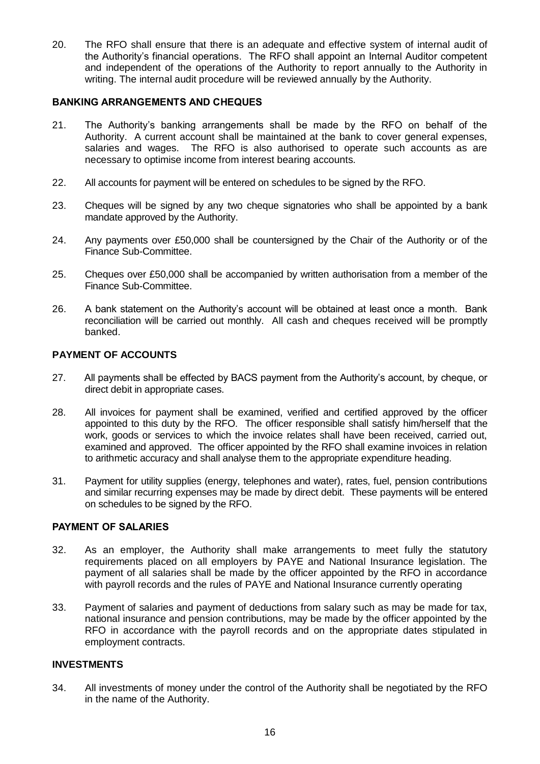20. The RFO shall ensure that there is an adequate and effective system of internal audit of the Authority's financial operations. The RFO shall appoint an Internal Auditor competent and independent of the operations of the Authority to report annually to the Authority in writing. The internal audit procedure will be reviewed annually by the Authority.

## BANKING ARRANGEMENTS AND CHEQUES

21. The Authority's banking arrangements shall be made by the RFO on behalf of the Authority. A current account shall be maintained at the bank to cover general expenses, salaries and wages. The RFO is also authorised to operate such accounts as are necessary to optimise income from interest bearing accounts.

22. All accounts for payment will be entered on schedules to be signed by the RFO.

23. Cheques will be signed by any two cheque signatories who shall be appointed by a bank mandate approved by the Authority.

24. Any payments over £50,000 shall be countersigned by the Chair of the Authority or of the Finance Sub-Committee.

25. Cheques over £50,000 shall be accompanied by written authorisation from a member of the Finance Sub-Committee.

26. A bank statement on the Authority's account will be obtained at least once a month. Bank reconciliation will be carried out monthly. All cash and cheques received will be promptly banked.

## PAYMENT OF ACCOUNTS

27. All payments shall be effected by BACS payment from the Authority's account, by cheque, or direct debit in appropriate cases.

28. All invoices for payment shall be examined, verified and certified approved by the officer appointed to this duty by the RFO. The officer responsible shall satisfy him/herself that the work, goods or services to which the invoice relates shall have been received, carried out, examined and approved. The officer appointed by the RFO shall examine invoices in relation to arithmetic accuracy and shall analyse them to the appropriate expenditure heading.

31. Payment for utility supplies (energy, telephones and water), rates, fuel, pension contributions and similar recurring expenses may be made by direct debit. These payments will be entered on schedules to be signed by the RFO.

## PAYMENT OF SALARIES

32. As an employer, the Authority shall make arrangements to meet fully the statutory requirements placed on all employers by PAYE and National Insurance legislation. The payment of all salaries shall be made by the officer appointed by the RFO in accordance with payroll records and the rules of PAYE and National Insurance currently operating

33. Payment of salaries and payment of deductions from salary such as may be made for tax, national insurance and pension contributions, may be made by the officer appointed by the RFO in accordance with the payroll records and on the appropriate dates stipulated in employment contracts.

## INVESTMENTS

34. All investments of money under the control of the Authority shall be negotiated by the RFO in the name of the Authority.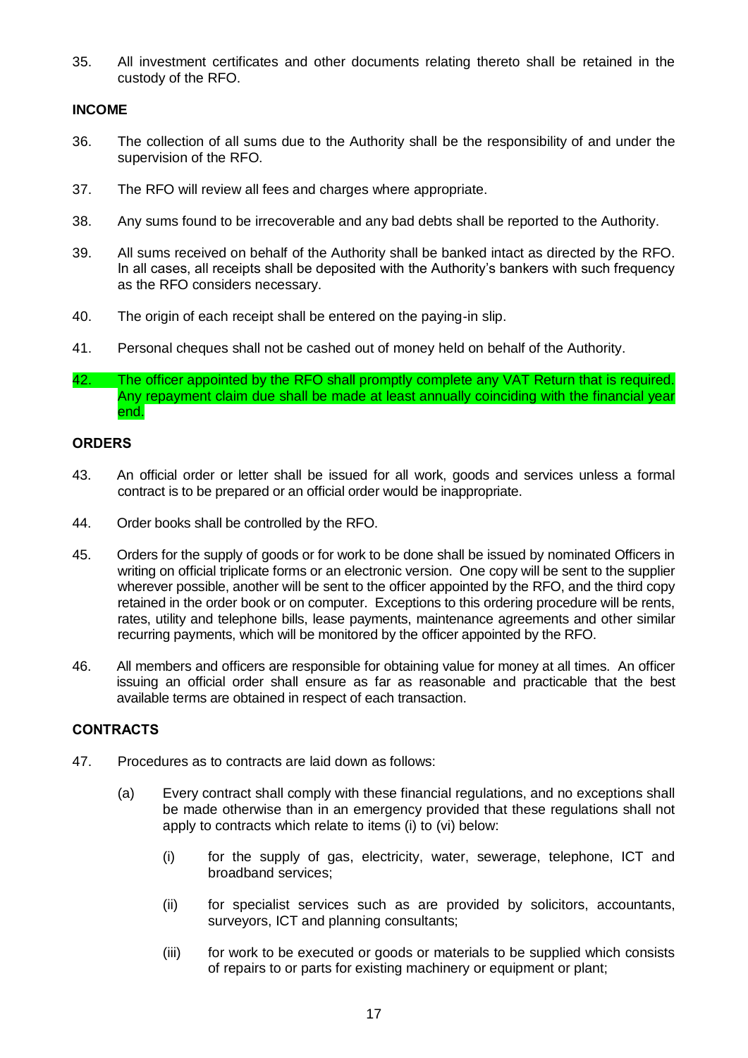35. All investment certificates and other documents relating thereto shall be retained in the custody of the RFO.

**INCOME**

36. The collection of all sums due to the Authority shall be the responsibility of and under the supervision of the RFO.

37. The RFO will review all fees and charges where appropriate.

38. Any sums found to be irrecoverable and any bad debts shall be reported to the Authority.

39. All sums received on behalf of the Authority shall be banked intact as directed by the RFO. In all cases, all receipts shall be deposited with the Authority's bankers with such frequency as the RFO considers necessary.

40. The origin of each receipt shall be entered on the paying-in slip.

41. Personal cheques shall not be cashed out of money held on behalf of the Authority.

42. The officer appointed by the RFO shall promptly complete any VAT Return that is required. Any repayment claim due shall be made at least annually coinciding with the financial year end.

**ORDERS**

43. An official order or letter shall be issued for all work, goods and services unless a formal contract is to be prepared or an official order would be inappropriate.

44. Order books shall be controlled by the RFO.

45. Orders for the supply of goods or for work to be done shall be issued by nominated Officers in writing on official triplicate forms or an electronic version. One copy will be sent to the supplier wherever possible, another will be sent to the officer appointed by the RFO, and the third copy retained in the order book or on computer. Exceptions to this ordering procedure will be rents, rates, utility and telephone bills, lease payments, maintenance agreements and other similar recurring payments, which will be monitored by the officer appointed by the RFO.

46. All members and officers are responsible for obtaining value for money at all times. An officer issuing an official order shall ensure as far as reasonable and practicable that the best available terms are obtained in respect of each transaction.

**CONTRACTS**

47. Procedures as to contracts are laid down as follows:

    (a) Every contract shall comply with these financial regulations, and no exceptions shall be made otherwise than in an emergency provided that these regulations shall not apply to contracts which relate to items (i) to (vi) below:

        (i) for the supply of gas, electricity, water, sewerage, telephone, ICT and broadband services;

        (ii) for specialist services such as are provided by solicitors, accountants, surveyors, ICT and planning consultants;

        (iii) for work to be executed or goods or materials to be supplied which consists of repairs to or parts for existing machinery or equipment or plant;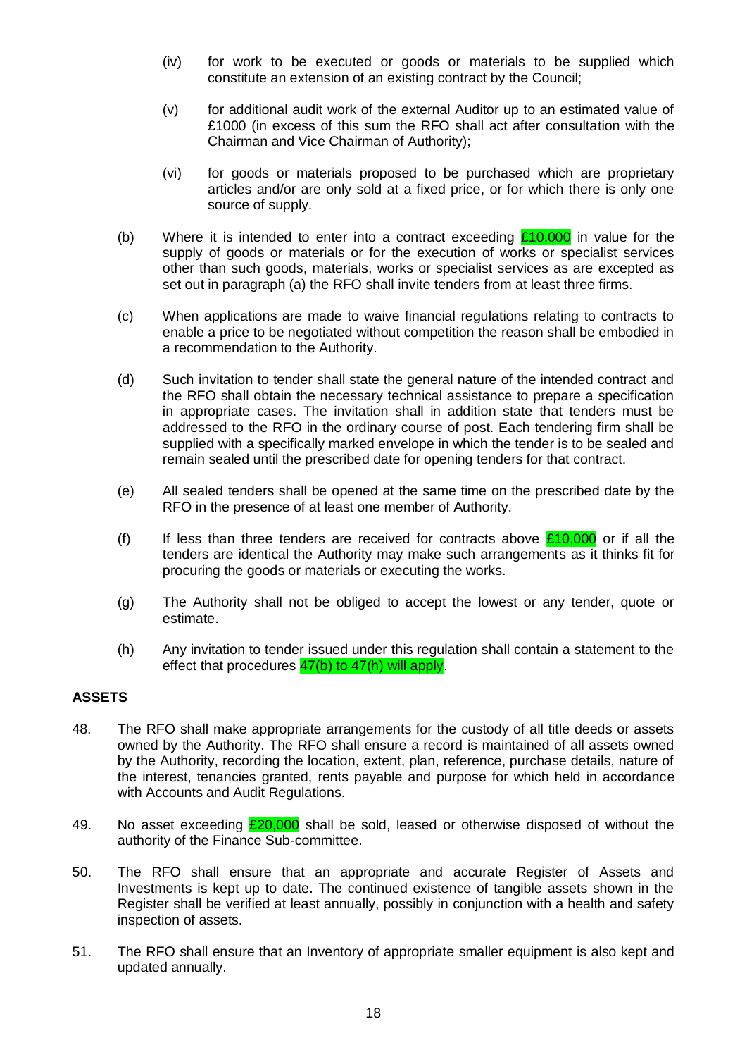(iv) for work to be executed or goods or materials to be supplied which constitute an extension of an existing contract by the Council;

(v) for additional audit work of the external Auditor up to an estimated value of £1000 (in excess of this sum the RFO shall act after consultation with the Chairman and Vice Chairman of Authority);

(vi) for goods or materials proposed to be purchased which are proprietary articles and/or are only sold at a fixed price, or for which there is only one source of supply.

(b) Where it is intended to enter into a contract exceeding £10,000 in value for the supply of goods or materials or for the execution of works or specialist services other than such goods, materials, works or specialist services as are excepted as set out in paragraph (a) the RFO shall invite tenders from at least three firms.

(c) When applications are made to waive financial regulations relating to contracts to enable a price to be negotiated without competition the reason shall be embodied in a recommendation to the Authority.

(d) Such invitation to tender shall state the general nature of the intended contract and the RFO shall obtain the necessary technical assistance to prepare a specification in appropriate cases. The invitation shall in addition state that tenders must be addressed to the RFO in the ordinary course of post. Each tendering firm shall be supplied with a specifically marked envelope in which the tender is to be sealed and remain sealed until the prescribed date for opening tenders for that contract.

(e) All sealed tenders shall be opened at the same time on the prescribed date by the RFO in the presence of at least one member of Authority.

(f) If less than three tenders are received for contracts above £10,000 or if all the tenders are identical the Authority may make such arrangements as it thinks fit for procuring the goods or materials or executing the works.

(g) The Authority shall not be obliged to accept the lowest or any tender, quote or estimate.

(h) Any invitation to tender issued under this regulation shall contain a statement to the effect that procedures 47(b) to 47(h) will apply.

**ASSETS**

48. The RFO shall make appropriate arrangements for the custody of all title deeds or assets owned by the Authority. The RFO shall ensure a record is maintained of all assets owned by the Authority, recording the location, extent, plan, reference, purchase details, nature of the interest, tenancies granted, rents payable and purpose for which held in accordance with Accounts and Audit Regulations.

49. No asset exceeding £20,000 shall be sold, leased or otherwise disposed of without the authority of the Finance Sub-committee.

50. The RFO shall ensure that an appropriate and accurate Register of Assets and Investments is kept up to date. The continued existence of tangible assets shown in the Register shall be verified at least annually, possibly in conjunction with a health and safety inspection of assets.

51. The RFO shall ensure that an Inventory of appropriate smaller equipment is also kept and updated annually.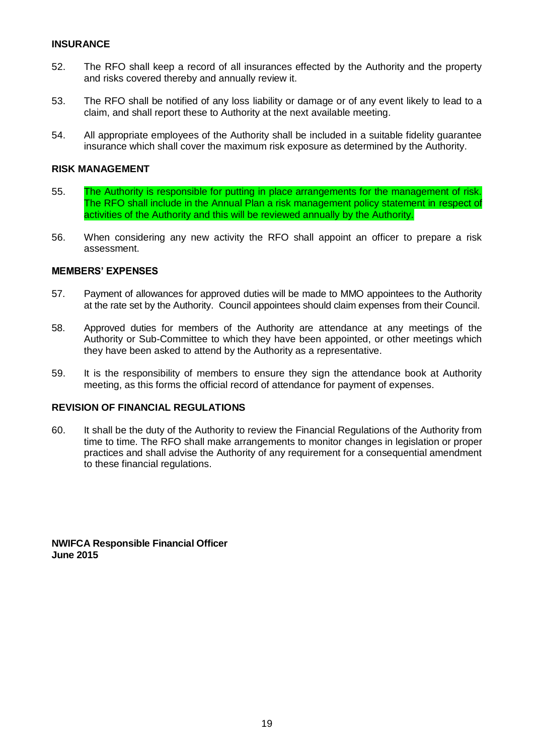## INSURANCE

52. The RFO shall keep a record of all insurances effected by the Authority and the property and risks covered thereby and annually review it.

53. The RFO shall be notified of any loss liability or damage or of any event likely to lead to a claim, and shall report these to Authority at the next available meeting.

54. All appropriate employees of the Authority shall be included in a suitable fidelity guarantee insurance which shall cover the maximum risk exposure as determined by the Authority.

## RISK MANAGEMENT

55. The Authority is responsible for putting in place arrangements for the management of risk. The RFO shall include in the Annual Plan a risk management policy statement in respect of activities of the Authority and this will be reviewed annually by the Authority.

56. When considering any new activity the RFO shall appoint an officer to prepare a risk assessment.

## MEMBERS' EXPENSES

57. Payment of allowances for approved duties will be made to MMO appointees to the Authority at the rate set by the Authority. Council appointees should claim expenses from their Council.

58. Approved duties for members of the Authority are attendance at any meetings of the Authority or Sub-Committee to which they have been appointed, or other meetings which they have been asked to attend by the Authority as a representative.

59. It is the responsibility of members to ensure they sign the attendance book at Authority meeting, as this forms the official record of attendance for payment of expenses.

## REVISION OF FINANCIAL REGULATIONS

60. It shall be the duty of the Authority to review the Financial Regulations of the Authority from time to time. The RFO shall make arrangements to monitor changes in legislation or proper practices and shall advise the Authority of any requirement for a consequential amendment to these financial regulations.

**NWIFCA Responsible Financial Officer**
**June 2015**